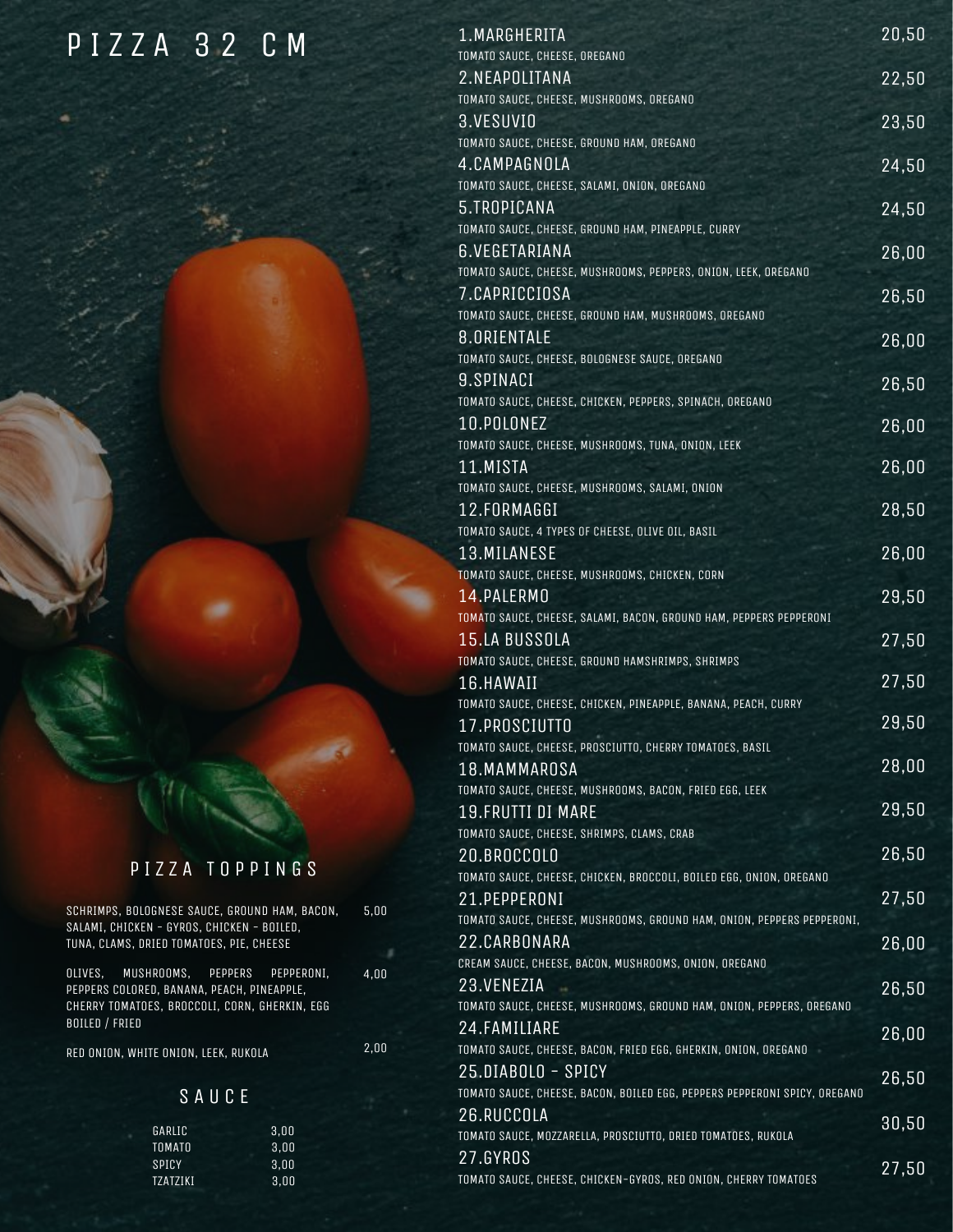# PIZZA 32 CM

| Pizza | Price |
|---|---|
| **1.MARGHERITA**<br>TOMATO SAUCE, CHEESE, OREGANO | 20,50 |
| **2.NEAPOLITANA**<br>TOMATO SAUCE, CHEESE, MUSHROOMS, OREGANO | 22,50 |
| **3.VESUVIO**<br>TOMATO SAUCE, CHEESE, GROUND HAM, OREGANO | 23,50 |
| **4.CAMPAGNOLA**<br>TOMATO SAUCE, CHEESE, SALAMI, ONION, OREGANO | 24,50 |
| **5.TROPICANA**<br>TOMATO SAUCE, CHEESE, GROUND HAM, PINEAPPLE, CURRY | 24,50 |
| **6.VEGETARIANA**<br>TOMATO SAUCE, CHEESE, MUSHROOMS, PEPPERS, ONION, LEEK, OREGANO | 26,00 |
| **7.CAPRICCIOSA**<br>TOMATO SAUCE, CHEESE, GROUND HAM, MUSHROOMS, OREGANO | 26,50 |
| **8.ORIENTALE**<br>TOMATO SAUCE, CHEESE, BOLOGNESE SAUCE, OREGANO | 26,00 |
| **9.SPINACI**<br>TOMATO SAUCE, CHEESE, CHICKEN, PEPPERS, SPINACH, OREGANO | 26,50 |
| **10.POLONEZ**<br>TOMATO SAUCE, CHEESE, MUSHROOMS, TUNA, ONION, LEEK | 26,00 |
| **11.MISTA**<br>TOMATO SAUCE, CHEESE, MUSHROOMS, SALAMI, ONION | 26,00 |
| **12.FORMAGGI**<br>TOMATO SAUCE, 4 TYPES OF CHEESE, OLIVE OIL, BASIL | 28,50 |
| **13.MILANESE**<br>TOMATO SAUCE, CHEESE, MUSHROOMS, CHICKEN, CORN | 26,00 |
| **14.PALERMO**<br>TOMATO SAUCE, CHEESE, SALAMI, BACON, GROUND HAM, PEPPERS PEPPERONI | 29,50 |
| **15.LA BUSSOLA**<br>TOMATO SAUCE, CHEESE, GROUND HAMSHRIMPS, SHRIMPS | 27,50 |
| **16.HAWAII**<br>TOMATO SAUCE, CHEESE, CHICKEN, PINEAPPLE, BANANA, PEACH, CURRY | 27,50 |
| **17.PROSCIUTTO**<br>TOMATO SAUCE, CHEESE, PROSCIUTTO, CHERRY TOMATOES, BASIL | 29,50 |
| **18.MAMMAROSA**<br>TOMATO SAUCE, CHEESE, MUSHROOMS, BACON, FRIED EGG, LEEK | 28,00 |
| **19.FRUTTI DI MARE**<br>TOMATO SAUCE, CHEESE, SHRIMPS, CLAMS, CRAB | 29,50 |
| **20.BROCCOLO**<br>TOMATO SAUCE, CHEESE, CHICKEN, BROCCOLI, BOILED EGG, ONION, OREGANO | 26,50 |
| **21.PEPPERONI**<br>TOMATO SAUCE, CHEESE, MUSHROOMS, GROUND HAM, ONION, PEPPERS PEPPERONI, | 27,50 |
| **22.CARBONARA**<br>CREAM SAUCE, CHEESE, BACON, MUSHROOMS, ONION, OREGANO | 26,00 |
| **23.VENEZIA**<br>TOMATO SAUCE, CHEESE, MUSHROOMS, GROUND HAM, ONION, PEPPERS, OREGANO | 26,50 |
| **24.FAMILIARE**<br>TOMATO SAUCE, CHEESE, BACON, FRIED EGG, GHERKIN, ONION, OREGANO | 26,00 |
| **25.DIABOLO - SPICY**<br>TOMATO SAUCE, CHEESE, BACON, BOILED EGG, PEPPERS PEPPERONI SPICY, OREGANO | 26,50 |
| **26.RUCCOLA**<br>TOMATO SAUCE, MOZZARELLA, PROSCIUTTO, DRIED TOMATOES, RUKOLA | 30,50 |
| **27.GYROS**<br>TOMATO SAUCE, CHEESE, CHICKEN-GYROS, RED ONION, CHERRY TOMATOES | 27,50 |

## PIZZA TOPPINGS

| Toppings | Price |
|---|---|
| SCHRIMPS, BOLOGNESE SAUCE, GROUND HAM, BACON, SALAMI, CHICKEN - GYROS, CHICKEN - BOILED, TUNA, CLAMS, DRIED TOMATOES, PIE, CHEESE | 5,00 |
| OLIVES, MUSHROOMS, PEPPERS PEPPERONI, PEPPERS COLORED, BANANA, PEACH, PINEAPPLE, CHERRY TOMATOES, BROCCOLI, CORN, GHERKIN, EGG BOILED / FRIED | 4,00 |
| RED ONION, WHITE ONION, LEEK, RUKOLA | 2,00 |

## SAUCE

| Sauce | Price |
|---|---|
| GARLIC | 3,00 |
| TOMATO | 3,00 |
| SPICY | 3,00 |
| TZATZIKI | 3,00 |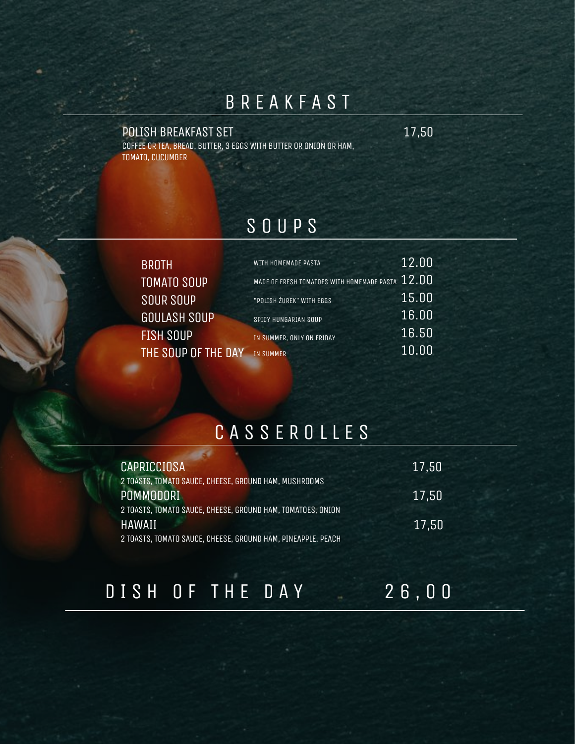# BREAKFAST

**POLISH BREAKFAST SET** — 17,50

COFFEE OR TEA, BREAD, BUTTER, 3 EGGS WITH BUTTER OR ONION OR HAM, TOMATO, CUCUMBER

# SOUPS

| | | |
|---|---|---|
| BROTH | WITH HOMEMADE PASTA | 12.00 |
| TOMATO SOUP | MADE OF FRESH TOMATOES WITH HOMEMADE PASTA | 12.00 |
| SOUR SOUP | "POLISH ŻUREK" WITH EGGS | 15.00 |
| GOULASH SOUP | SPICY HUNGARIAN SOUP | 16.00 |
| FISH SOUP | IN SUMMER, ONLY ON FRIDAY | 16.50 |
| THE SOUP OF THE DAY | IN SUMMER | 10.00 |

# CASSEROLLES

**CAPRICCIOSA** — 17,50

2 TOASTS, TOMATO SAUCE, CHEESE, GROUND HAM, MUSHROOMS

**POMMODORI** — 17,50

2 TOASTS, TOMATO SAUCE, CHEESE, GROUND HAM, TOMATOES, ONION

**HAWAII** — 17,50

2 TOASTS, TOMATO SAUCE, CHEESE, GROUND HAM, PINEAPPLE, PEACH

# DISH OF THE DAY 26,00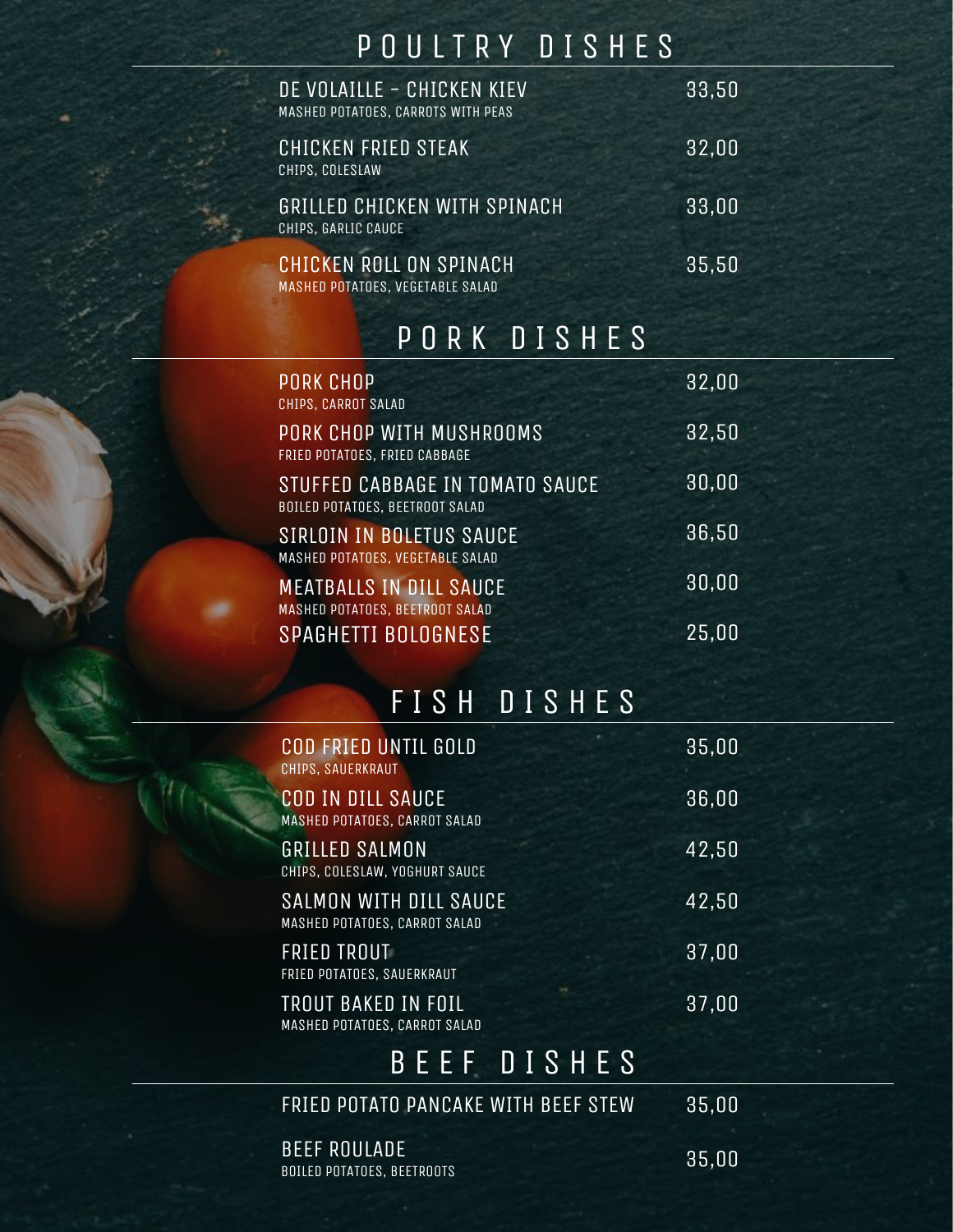# POULTRY DISHES

| Dish | Price |
|---|---|
| DE VOLAILLE - CHICKEN KIEV<br>MASHED POTATOES, CARROTS WITH PEAS | 33,50 |
| CHICKEN FRIED STEAK<br>CHIPS, COLESLAW | 32,00 |
| GRILLED CHICKEN WITH SPINACH<br>CHIPS, GARLIC CAUCE | 33,00 |
| CHICKEN ROLL ON SPINACH<br>MASHED POTATOES, VEGETABLE SALAD | 35,50 |

# PORK DISHES

| Dish | Price |
|---|---|
| PORK CHOP<br>CHIPS, CARROT SALAD | 32,00 |
| PORK CHOP WITH MUSHROOMS<br>FRIED POTATOES, FRIED CABBAGE | 32,50 |
| STUFFED CABBAGE IN TOMATO SAUCE<br>BOILED POTATOES, BEETROOT SALAD | 30,00 |
| SIRLOIN IN BOLETUS SAUCE<br>MASHED POTATOES, VEGETABLE SALAD | 36,50 |
| MEATBALLS IN DILL SAUCE<br>MASHED POTATOES, BEETROOT SALAD | 30,00 |
| SPAGHETTI BOLOGNESE | 25,00 |

# FISH DISHES

| Dish | Price |
|---|---|
| COD FRIED UNTIL GOLD<br>CHIPS, SAUERKRAUT | 35,00 |
| COD IN DILL SAUCE<br>MASHED POTATOES, CARROT SALAD | 36,00 |
| GRILLED SALMON<br>CHIPS, COLESLAW, YOGHURT SAUCE | 42,50 |
| SALMON WITH DILL SAUCE<br>MASHED POTATOES, CARROT SALAD | 42,50 |
| FRIED TROUT<br>FRIED POTATOES, SAUERKRAUT | 37,00 |
| TROUT BAKED IN FOIL<br>MASHED POTATOES, CARROT SALAD | 37,00 |

# BEEF DISHES

| Dish | Price |
|---|---|
| FRIED POTATO PANCAKE WITH BEEF STEW | 35,00 |
| BEEF ROULADE<br>BOILED POTATOES, BEETROOTS | 35,00 |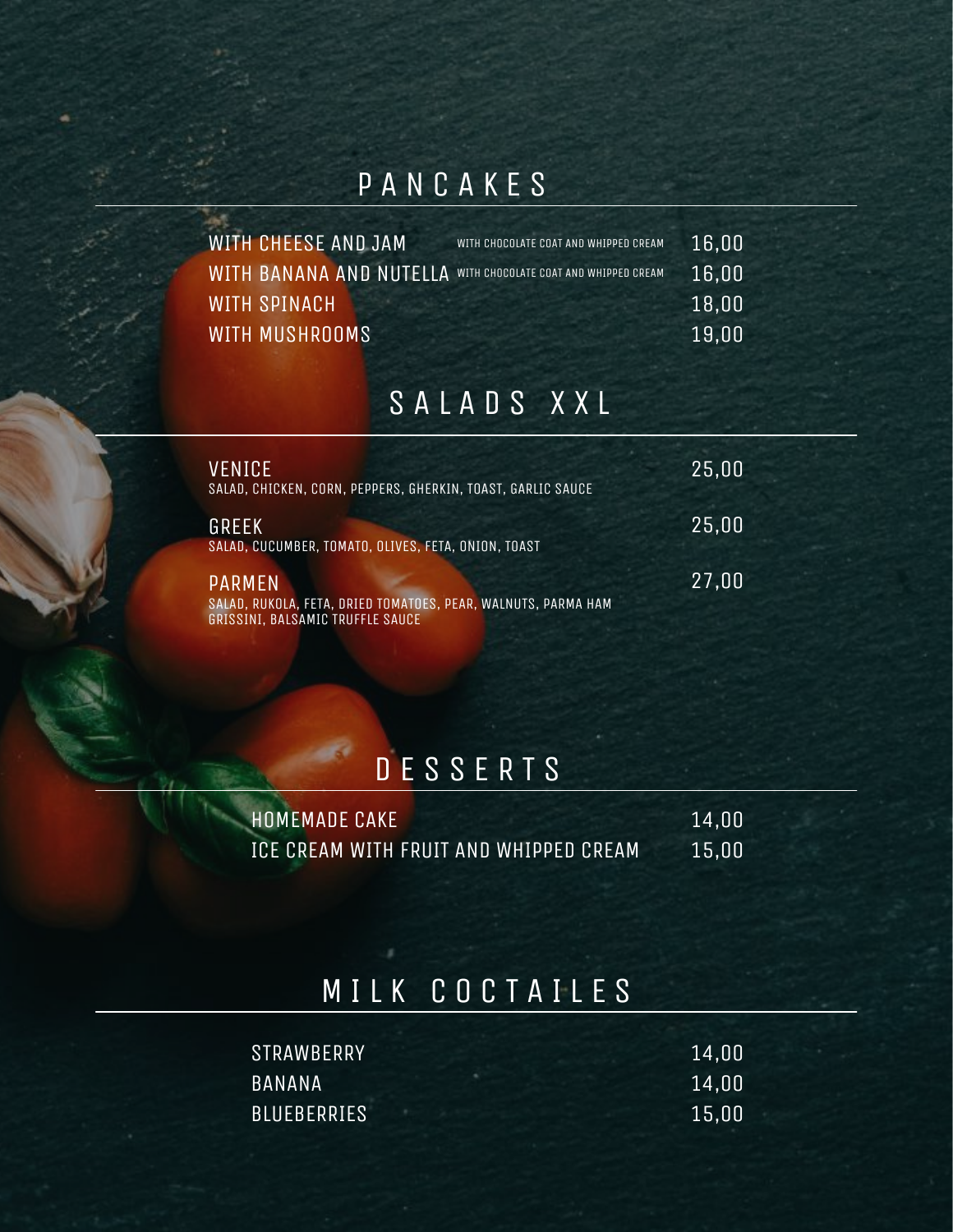## PANCAKES

| | | |
|---|---|---|
| WITH CHEESE AND JAM | WITH CHOCOLATE COAT AND WHIPPED CREAM | 16,00 |
| WITH BANANA AND NUTELLA | WITH CHOCOLATE COAT AND WHIPPED CREAM | 16,00 |
| WITH SPINACH | | 18,00 |
| WITH MUSHROOMS | | 19,00 |

## SALADS XXL

VENICE — 25,00
SALAD, CHICKEN, CORN, PEPPERS, GHERKIN, TOAST, GARLIC SAUCE

GREEK — 25,00
SALAD, CUCUMBER, TOMATO, OLIVES, FETA, ONION, TOAST

PARMEN — 27,00
SALAD, RUKOLA, FETA, DRIED TOMATOES, PEAR, WALNUTS, PARMA HAM
GRISSINI, BALSAMIC TRUFFLE SAUCE

## DESSERTS

| | |
|---|---|
| HOMEMADE CAKE | 14,00 |
| ICE CREAM WITH FRUIT AND WHIPPED CREAM | 15,00 |

## MILK COCTAILES

| | |
|---|---|
| STRAWBERRY | 14,00 |
| BANANA | 14,00 |
| BLUEBERRIES | 15,00 |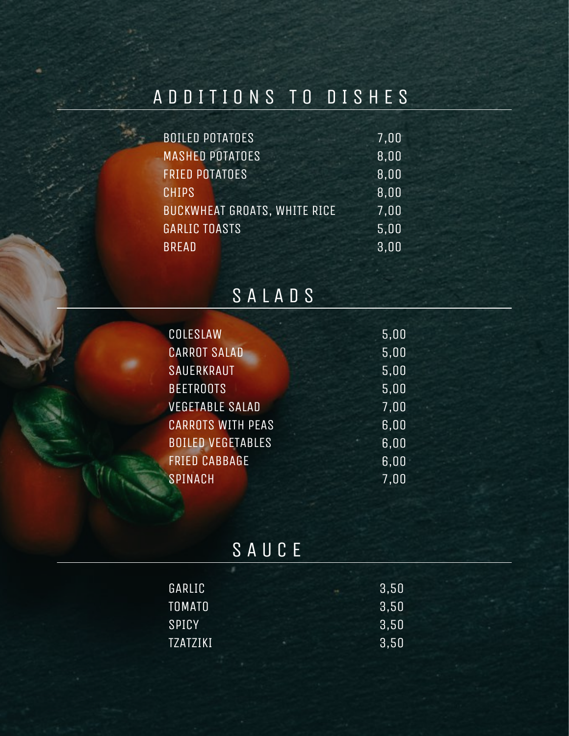## ADDITIONS TO DISHES

| | |
|---|---|
| BOILED POTATOES | 7,00 |
| MASHED POTATOES | 8,00 |
| FRIED POTATOES | 8,00 |
| CHIPS | 8,00 |
| BUCKWHEAT GROATS, WHITE RICE | 7,00 |
| GARLIC TOASTS | 5,00 |
| BREAD | 3,00 |

## SALADS

| | |
|---|---|
| COLESLAW | 5,00 |
| CARROT SALAD | 5,00 |
| SAUERKRAUT | 5,00 |
| BEETROOTS | 5,00 |
| VEGETABLE SALAD | 7,00 |
| CARROTS WITH PEAS | 6,00 |
| BOILED VEGETABLES | 6,00 |
| FRIED CABBAGE | 6,00 |
| SPINACH | 7,00 |

## SAUCE

| | |
|---|---|
| GARLIC | 3,50 |
| TOMATO | 3,50 |
| SPICY | 3,50 |
| TZATZIKI | 3,50 |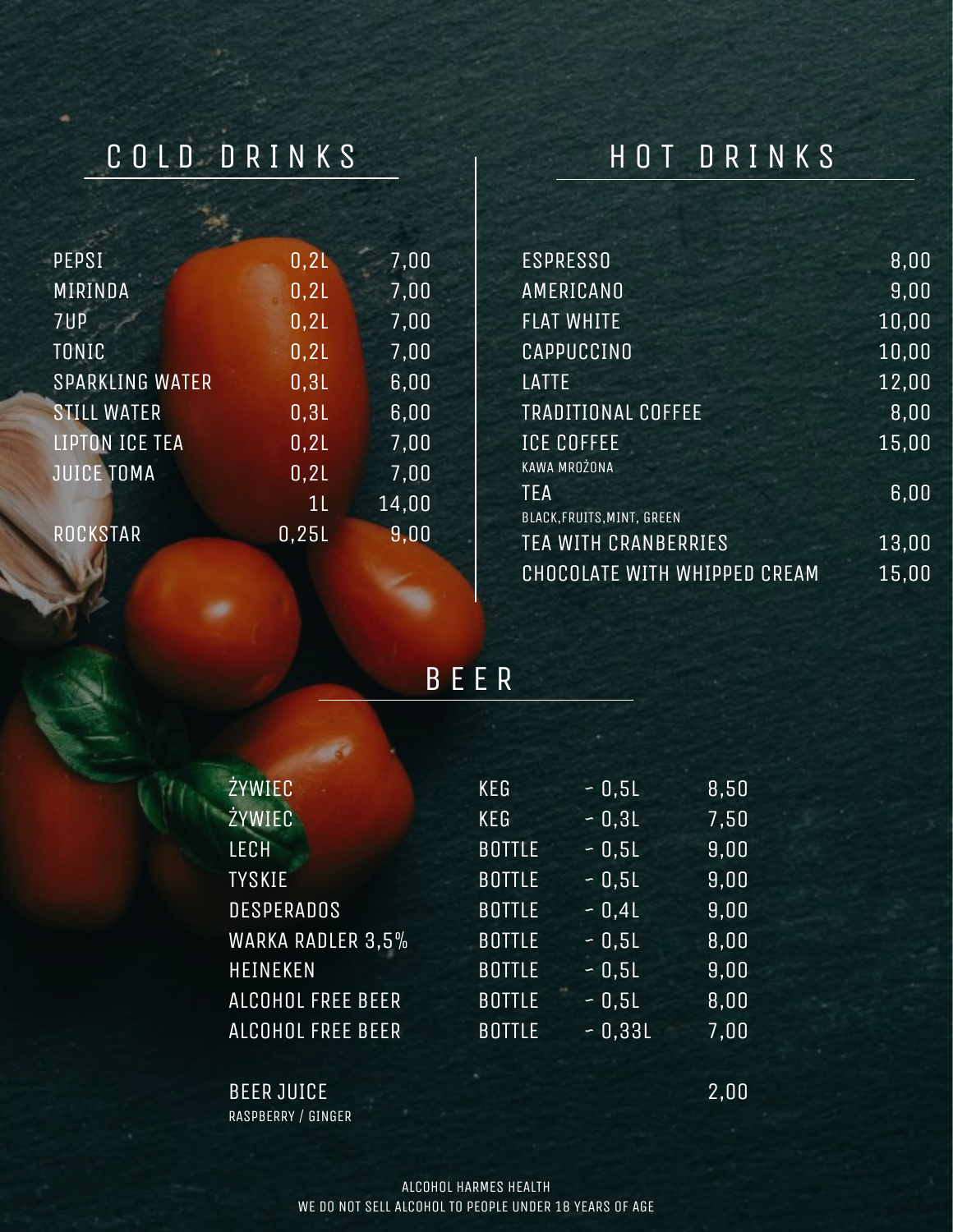## COLD DRINKS

| | | |
|---|---|---|
| PEPSI | 0,2L | 7,00 |
| MIRINDA | 0,2L | 7,00 |
| 7UP | 0,2L | 7,00 |
| TONIC | 0,2L | 7,00 |
| SPARKLING WATER | 0,3L | 6,00 |
| STILL WATER | 0,3L | 6,00 |
| LIPTON ICE TEA | 0,2L | 7,00 |
| JUICE TOMA | 0,2L | 7,00 |
| | 1L | 14,00 |
| ROCKSTAR | 0,25L | 9,00 |

## HOT DRINKS

| | |
|---|---|
| ESPRESSO | 8,00 |
| AMERICANO | 9,00 |
| FLAT WHITE | 10,00 |
| CAPPUCCINO | 10,00 |
| LATTE | 12,00 |
| TRADITIONAL COFFEE | 8,00 |
| ICE COFFEE<br>KAWA MROŻONA | 15,00 |
| TEA<br>BLACK,FRUITS,MINT, GREEN | 6,00 |
| TEA WITH CRANBERRIES | 13,00 |
| CHOCOLATE WITH WHIPPED CREAM | 15,00 |

## BEER

| | | | |
|---|---|---|---|
| ŻYWIEC | KEG | - 0,5L | 8,50 |
| ŻYWIEC | KEG | - 0,3L | 7,50 |
| LECH | BOTTLE | - 0,5L | 9,00 |
| TYSKIE | BOTTLE | - 0,5L | 9,00 |
| DESPERADOS | BOTTLE | - 0,4L | 9,00 |
| WARKA RADLER 3,5% | BOTTLE | - 0,5L | 8,00 |
| HEINEKEN | BOTTLE | - 0,5L | 9,00 |
| ALCOHOL FREE BEER | BOTTLE | - 0,5L | 8,00 |
| ALCOHOL FREE BEER | BOTTLE | - 0,33L | 7,00 |

| | |
|---|---|
| BEER JUICE<br>RASPBERRY / GINGER | 2,00 |

ALCOHOL HARMES HEALTH
WE DO NOT SELL ALCOHOL TO PEOPLE UNDER 18 YEARS OF AGE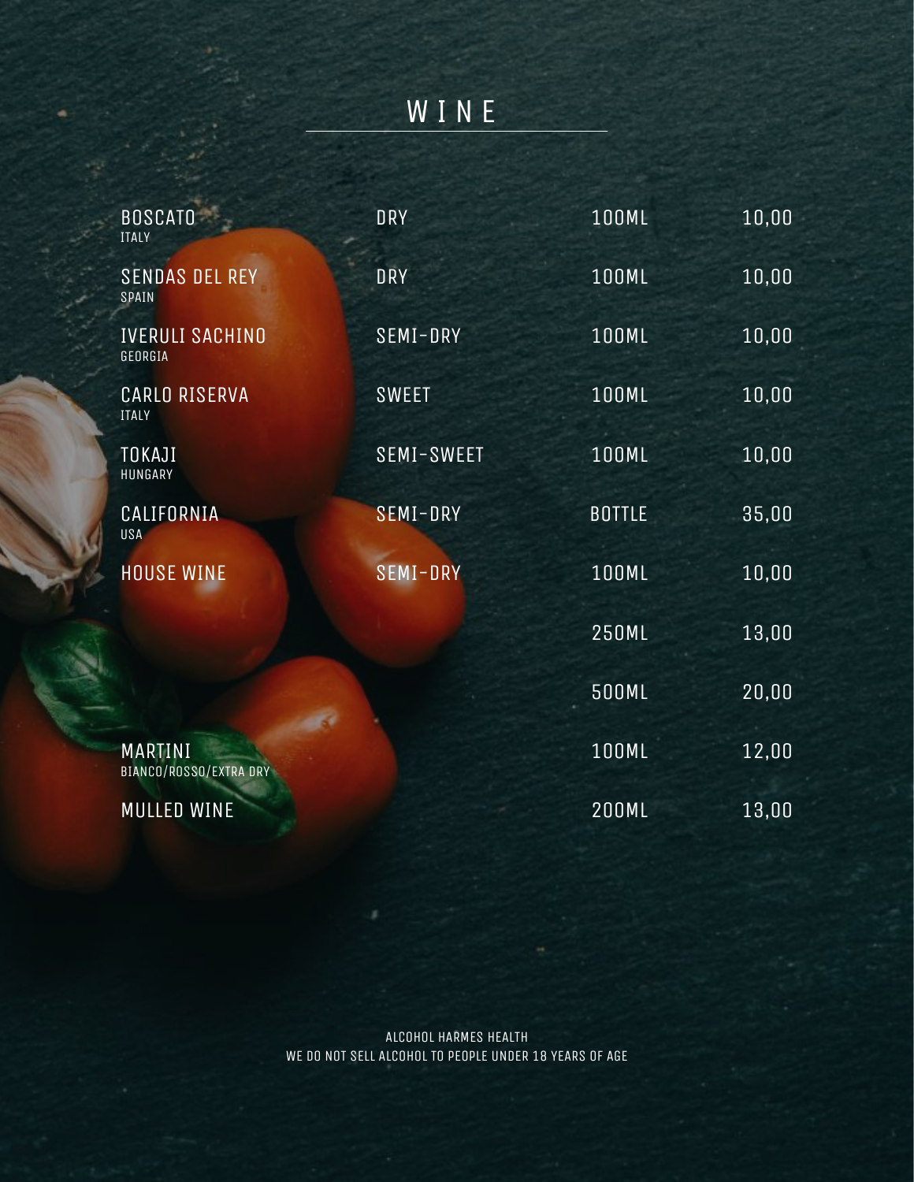# WINE

| | | | |
|---|---|---|---|
| BOSCATO<br>ITALY | DRY | 100ML | 10,00 |
| SENDAS DEL REY<br>SPAIN | DRY | 100ML | 10,00 |
| IVERULI SACHINO<br>GEORGIA | SEMI-DRY | 100ML | 10,00 |
| CARLO RISERVA<br>ITALY | SWEET | 100ML | 10,00 |
| TOKAJI<br>HUNGARY | SEMI-SWEET | 100ML | 10,00 |
| CALIFORNIA<br>USA | SEMI-DRY | BOTTLE | 35,00 |
| HOUSE WINE | SEMI-DRY | 100ML | 10,00 |
| | | 250ML | 13,00 |
| | | 500ML | 20,00 |
| MARTINI<br>BIANCO/ROSSO/EXTRA DRY | | 100ML | 12,00 |
| MULLED WINE | | 200ML | 13,00 |

ALCOHOL HARMES HEALTH
WE DO NOT SELL ALCOHOL TO PEOPLE UNDER 18 YEARS OF AGE